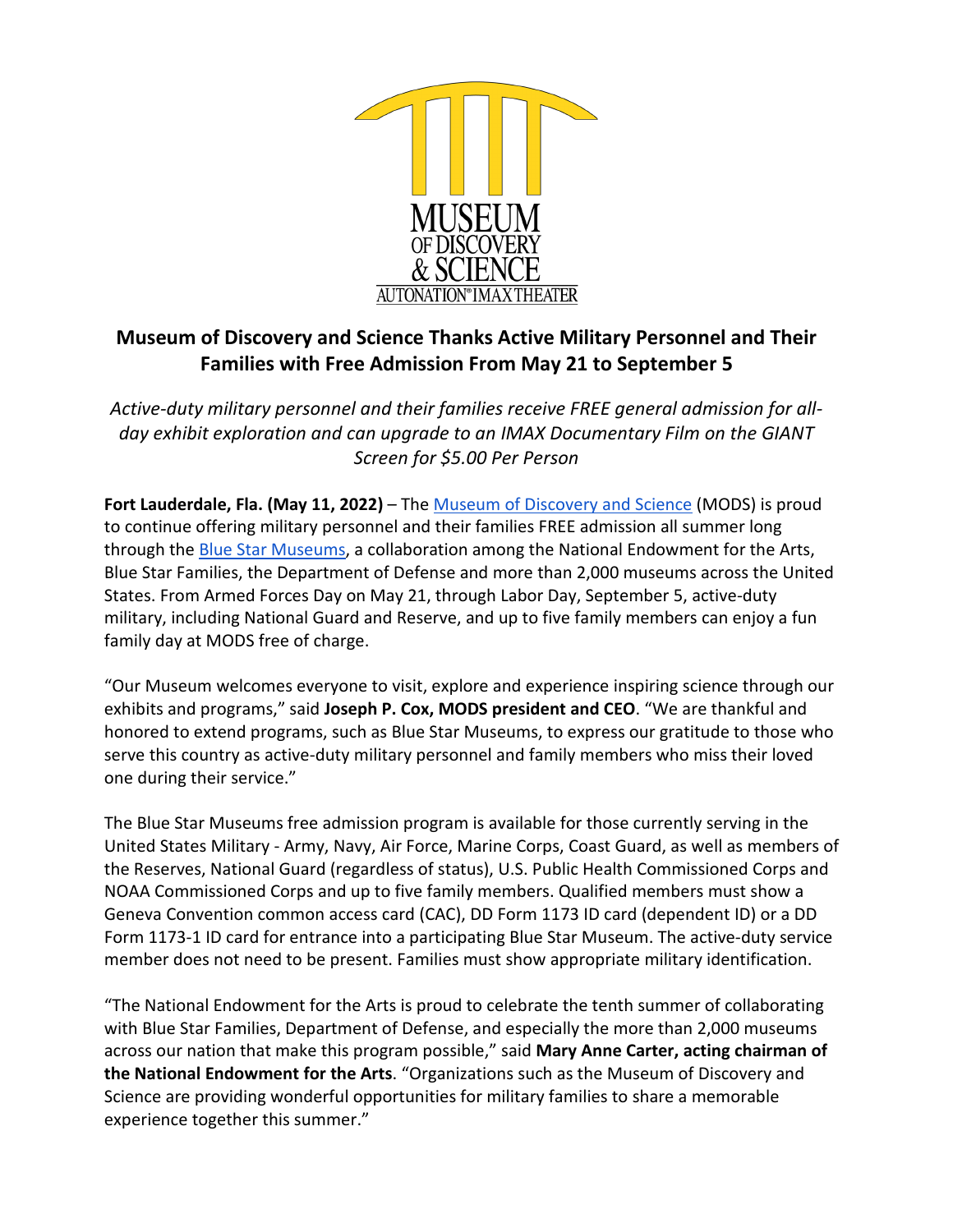# Museum of Discovery and Science Thanks Active Military Personnel and Their Families with Free Admission From May 21 to September 5

*Active-duty military personnel and their families receive FREE general admission for all-day exhibit exploration and can upgrade to an IMAX Documentary Film on the GIANT Screen for $5.00 Per Person*

**Fort Lauderdale, Fla. (May 11, 2022)** – The Museum of Discovery and Science (MODS) is proud to continue offering military personnel and their families FREE admission all summer long through the Blue Star Museums, a collaboration among the National Endowment for the Arts, Blue Star Families, the Department of Defense and more than 2,000 museums across the United States. From Armed Forces Day on May 21, through Labor Day, September 5, active-duty military, including National Guard and Reserve, and up to five family members can enjoy a fun family day at MODS free of charge.

"Our Museum welcomes everyone to visit, explore and experience inspiring science through our exhibits and programs," said **Joseph P. Cox, MODS president and CEO**. "We are thankful and honored to extend programs, such as Blue Star Museums, to express our gratitude to those who serve this country as active-duty military personnel and family members who miss their loved one during their service."

The Blue Star Museums free admission program is available for those currently serving in the United States Military - Army, Navy, Air Force, Marine Corps, Coast Guard, as well as members of the Reserves, National Guard (regardless of status), U.S. Public Health Commissioned Corps and NOAA Commissioned Corps and up to five family members. Qualified members must show a Geneva Convention common access card (CAC), DD Form 1173 ID card (dependent ID) or a DD Form 1173-1 ID card for entrance into a participating Blue Star Museum. The active-duty service member does not need to be present. Families must show appropriate military identification.

"The National Endowment for the Arts is proud to celebrate the tenth summer of collaborating with Blue Star Families, Department of Defense, and especially the more than 2,000 museums across our nation that make this program possible," said **Mary Anne Carter, acting chairman of the National Endowment for the Arts**. "Organizations such as the Museum of Discovery and Science are providing wonderful opportunities for military families to share a memorable experience together this summer."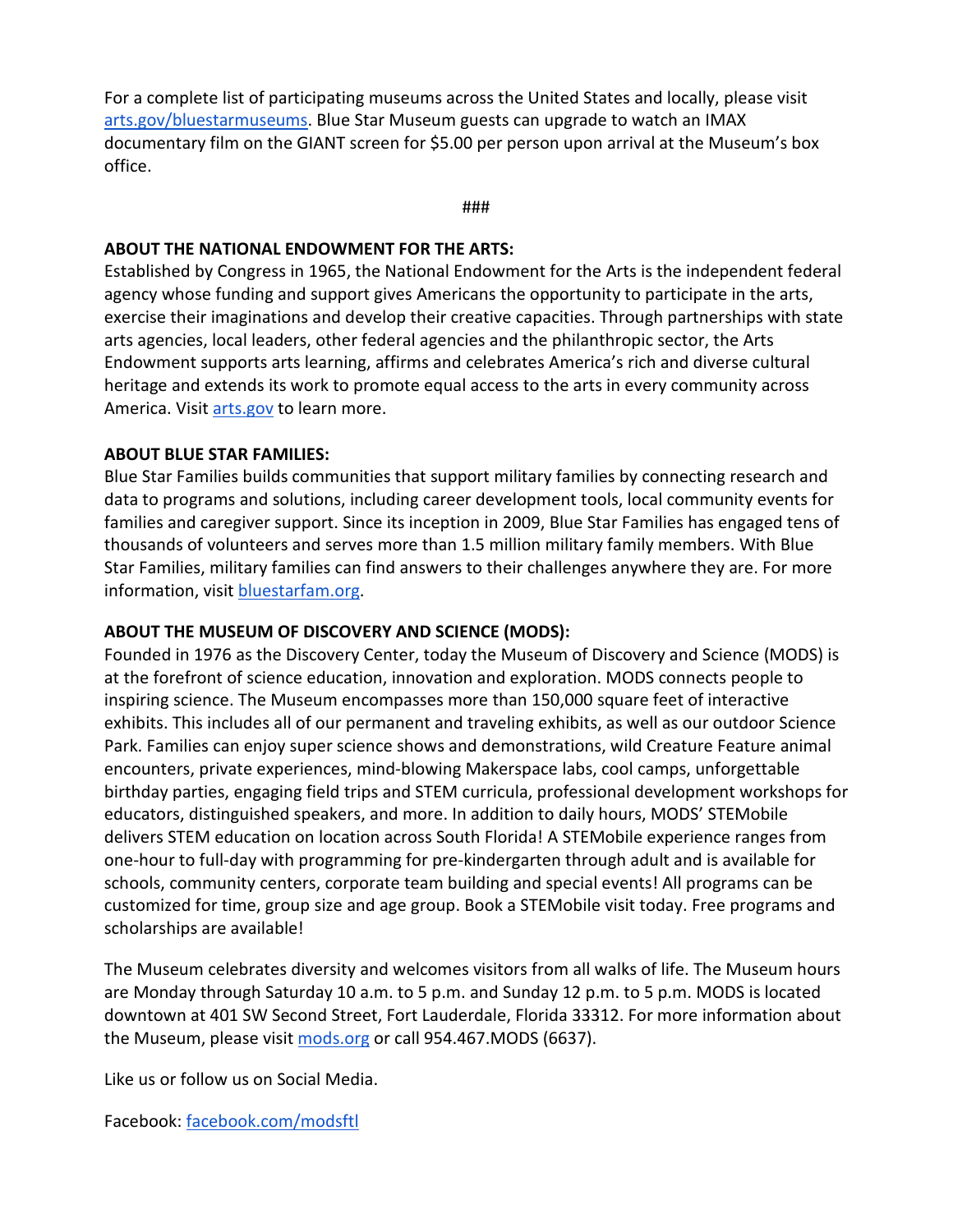For a complete list of participating museums across the United States and locally, please visit [arts.gov/bluestarmuseums](arts.gov/bluestarmuseums). Blue Star Museum guests can upgrade to watch an IMAX documentary film on the GIANT screen for $5.00 per person upon arrival at the Museum's box office.

###

**ABOUT THE NATIONAL ENDOWMENT FOR THE ARTS:**
Established by Congress in 1965, the National Endowment for the Arts is the independent federal agency whose funding and support gives Americans the opportunity to participate in the arts, exercise their imaginations and develop their creative capacities. Through partnerships with state arts agencies, local leaders, other federal agencies and the philanthropic sector, the Arts Endowment supports arts learning, affirms and celebrates America's rich and diverse cultural heritage and extends its work to promote equal access to the arts in every community across America. Visit [arts.gov](arts.gov) to learn more.

**ABOUT BLUE STAR FAMILIES:**
Blue Star Families builds communities that support military families by connecting research and data to programs and solutions, including career development tools, local community events for families and caregiver support. Since its inception in 2009, Blue Star Families has engaged tens of thousands of volunteers and serves more than 1.5 million military family members. With Blue Star Families, military families can find answers to their challenges anywhere they are. For more information, visit [bluestarfam.org](bluestarfam.org).

**ABOUT THE MUSEUM OF DISCOVERY AND SCIENCE (MODS):**
Founded in 1976 as the Discovery Center, today the Museum of Discovery and Science (MODS) is at the forefront of science education, innovation and exploration. MODS connects people to inspiring science. The Museum encompasses more than 150,000 square feet of interactive exhibits. This includes all of our permanent and traveling exhibits, as well as our outdoor Science Park. Families can enjoy super science shows and demonstrations, wild Creature Feature animal encounters, private experiences, mind-blowing Makerspace labs, cool camps, unforgettable birthday parties, engaging field trips and STEM curricula, professional development workshops for educators, distinguished speakers, and more. In addition to daily hours, MODS' STEMobile delivers STEM education on location across South Florida! A STEMobile experience ranges from one-hour to full-day with programming for pre-kindergarten through adult and is available for schools, community centers, corporate team building and special events! All programs can be customized for time, group size and age group. Book a STEMobile visit today. Free programs and scholarships are available!

The Museum celebrates diversity and welcomes visitors from all walks of life. The Museum hours are Monday through Saturday 10 a.m. to 5 p.m. and Sunday 12 p.m. to 5 p.m. MODS is located downtown at 401 SW Second Street, Fort Lauderdale, Florida 33312. For more information about the Museum, please visit [mods.org](mods.org) or call 954.467.MODS (6637).

Like us or follow us on Social Media.

Facebook: [facebook.com/modsftl](facebook.com/modsftl)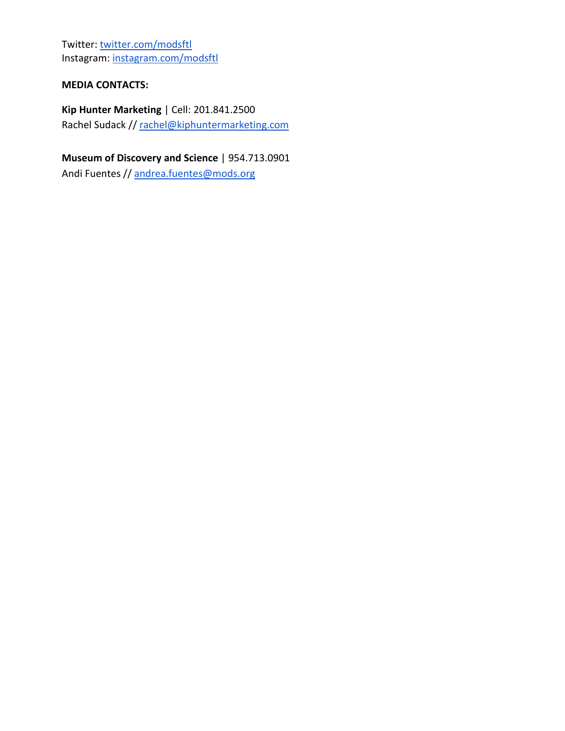Twitter: [twitter.com/modsftl](twitter.com/modsftl)
Instagram: [instagram.com/modsftl](instagram.com/modsftl)

**MEDIA CONTACTS:**

**Kip Hunter Marketing** | Cell: 201.841.2500
Rachel Sudack // [rachel@kiphuntermarketing.com](mailto:rachel@kiphuntermarketing.com)

**Museum of Discovery and Science** | 954.713.0901
Andi Fuentes // [andrea.fuentes@mods.org](mailto:andrea.fuentes@mods.org)